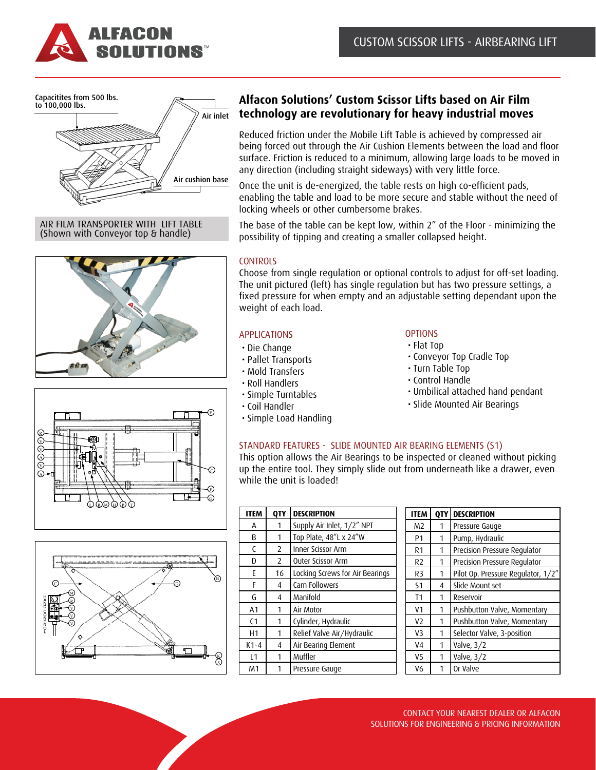# CUSTOM SCISSOR LIFTS - AIRBEARING LIFT

Capacitites from 500 lbs. to 100,000 lbs.

Air inlet

Air cushion base

AIR FILM TRANSPORTER WITH LIFT TABLE
(Shown with Conveyor top & handle)

## Alfacon Solutions' Custom Scissor Lifts based on Air Film technology are revolutionary for heavy industrial moves

Reduced friction under the Mobile Lift Table is achieved by compressed air being forced out through the Air Cushion Elements between the load and floor surface. Friction is reduced to a minimum, allowing large loads to be moved in any direction (including straight sideways) with very little force.

Once the unit is de-energized, the table rests on high co-efficient pads, enabling the table and load to be more secure and stable without the need of locking wheels or other cumbersome brakes.

The base of the table can be kept low, within 2" of the Floor - minimizing the possibility of tipping and creating a smaller collapsed height.

### CONTROLS

Choose from single regulation or optional controls to adjust for off-set loading. The unit pictured (left) has single regulation but has two pressure settings, a fixed pressure for when empty and an adjustable setting dependant upon the weight of each load.

### APPLICATIONS

- Die Change
- Pallet Transports
- Mold Transfers
- Roll Handlers
- Simple Turntables
- Coil Handler
- Simple Load Handling

### OPTIONS

- Flat Top
- Conveyor Top Cradle Top
- Turn Table Top
- Control Handle
- Umbilical attached hand pendant
- Slide Mounted Air Bearings

### STANDARD FEATURES - SLIDE MOUNTED AIR BEARING ELEMENTS (S1)

This option allows the Air Bearings to be inspected or cleaned without picking up the entire tool. They simply slide out from underneath like a drawer, even while the unit is loaded!

| ITEM | QTY | DESCRIPTION |
|---|---|---|
| A | 1 | Supply Air Inlet, 1/2" NPT |
| B | 1 | Top Plate, 48"L x 24"W |
| C | 2 | Inner Scissor Arm |
| D | 2 | Outer Scissor Arm |
| E | 16 | Locking Screws for Air Bearings |
| F | 4 | Cam Followers |
| G | 4 | Manifold |
| A1 | 1 | Air Motor |
| C1 | 1 | Cylinder, Hydraulic |
| H1 | 1 | Relief Valve Air/Hydraulic |
| K1-4 | 4 | Air Bearing Element |
| L1 | 1 | Muffler |
| M1 | 1 | Pressure Gauge |

| ITEM | QTY | DESCRIPTION |
|---|---|---|
| M2 | 1 | Pressure Gauge |
| P1 | 1 | Pump, Hydraulic |
| R1 | 1 | Precision Pressure Regulator |
| R2 | 1 | Precision Pressure Regulator |
| R3 | 1 | Pilot Op. Pressure Regulator, 1/2" |
| S1 | 4 | Slide Mount set |
| T1 | 1 | Reservoir |
| V1 | 1 | Pushbutton Valve, Momentary |
| V2 | 1 | Pushbutton Valve, Momentary |
| V3 | 1 | Selector Valve, 3-position |
| V4 | 1 | Valve, 3/2 |
| V5 | 1 | Valve, 3/2 |
| V6 | 1 | Or Valve |

CONTACT YOUR NEAREST DEALER OR ALFACON SOLUTIONS FOR ENGINEERING & PRICING INFORMATION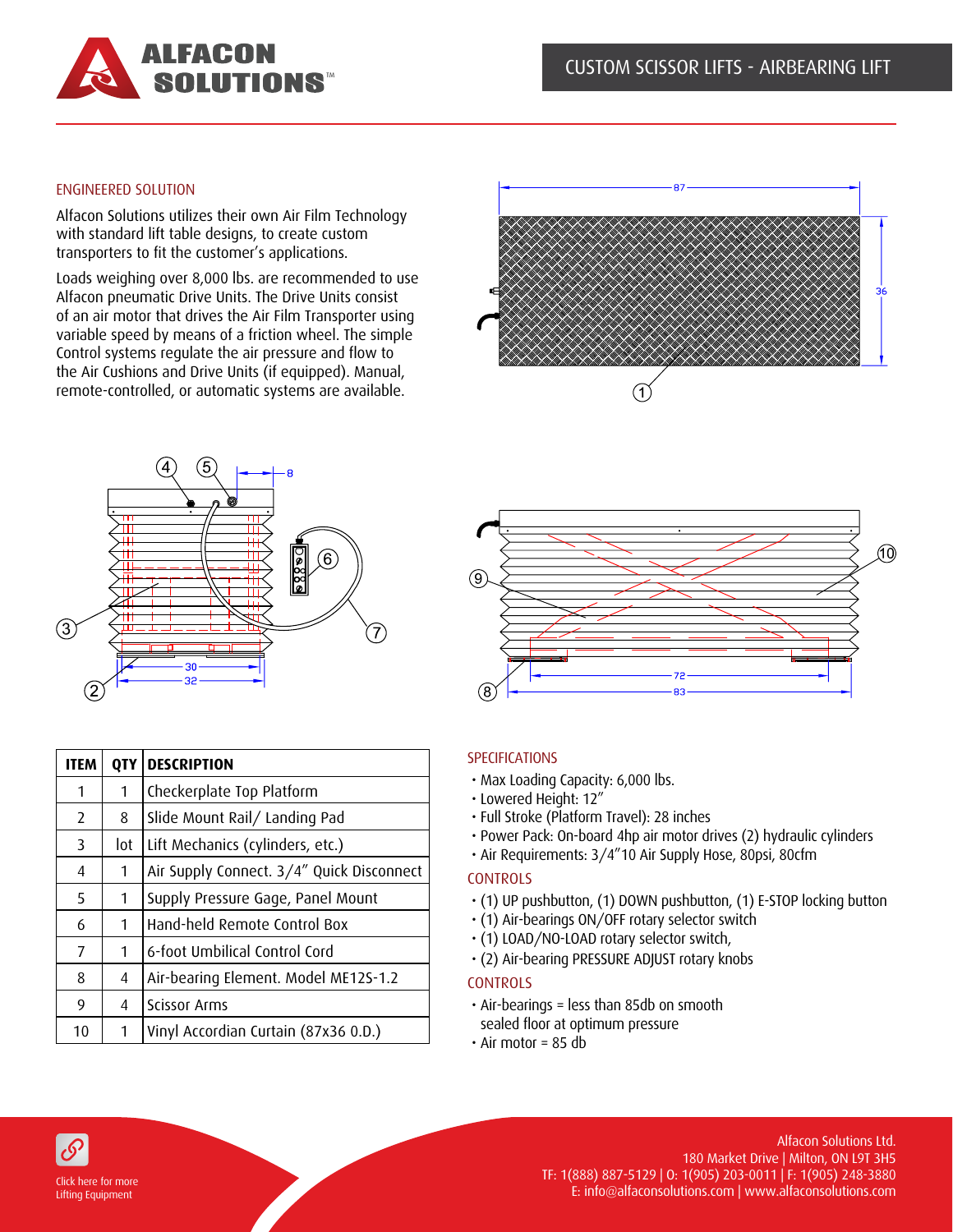# ALFACON SOLUTIONS

## CUSTOM SCISSOR LIFTS - AIRBEARING LIFT

### ENGINEERED SOLUTION

Alfacon Solutions utilizes their own Air Film Technology with standard lift table designs, to create custom transporters to fit the customer's applications.

Loads weighing over 8,000 lbs. are recommended to use Alfacon pneumatic Drive Units. The Drive Units consist of an air motor that drives the Air Film Transporter using variable speed by means of a friction wheel. The simple Control systems regulate the air pressure and flow to the Air Cushions and Drive Units (if equipped). Manual, remote-controlled, or automatic systems are available.

87

36

1

4 5 8

6

3 7

2

30

32

9 10

8

72

83

| ITEM | QTY | DESCRIPTION |
|---|---|---|
| 1 | 1 | Checkerplate Top Platform |
| 2 | 8 | Slide Mount Rail/ Landing Pad |
| 3 | lot | Lift Mechanics (cylinders, etc.) |
| 4 | 1 | Air Supply Connect. 3/4" Quick Disconnect |
| 5 | 1 | Supply Pressure Gage, Panel Mount |
| 6 | 1 | Hand-held Remote Control Box |
| 7 | 1 | 6-foot Umbilical Control Cord |
| 8 | 4 | Air-bearing Element. Model ME12S-1.2 |
| 9 | 4 | Scissor Arms |
| 10 | 1 | Vinyl Accordian Curtain (87x36 O.D.) |

### SPECIFICATIONS

- Max Loading Capacity: 6,000 lbs.
- Lowered Height: 12"
- Full Stroke (Platform Travel): 28 inches
- Power Pack: On-board 4hp air motor drives (2) hydraulic cylinders
- Air Requirements: 3/4"10 Air Supply Hose, 80psi, 80cfm

### CONTROLS

- (1) UP pushbutton, (1) DOWN pushbutton, (1) E-STOP locking button
- (1) Air-bearings ON/OFF rotary selector switch
- (1) LOAD/NO-LOAD rotary selector switch,
- (2) Air-bearing PRESSURE ADJUST rotary knobs

### CONTROLS

- Air-bearings = less than 85db on smooth sealed floor at optimum pressure
- Air motor = 85 db

Click here for more Lifting Equipment

Alfacon Solutions Ltd.
180 Market Drive | Milton, ON L9T 3H5
TF: 1(888) 887-5129 | O: 1(905) 203-0011 | F: 1(905) 248-3880
E: info@alfaconsolutions.com | www.alfaconsolutions.com